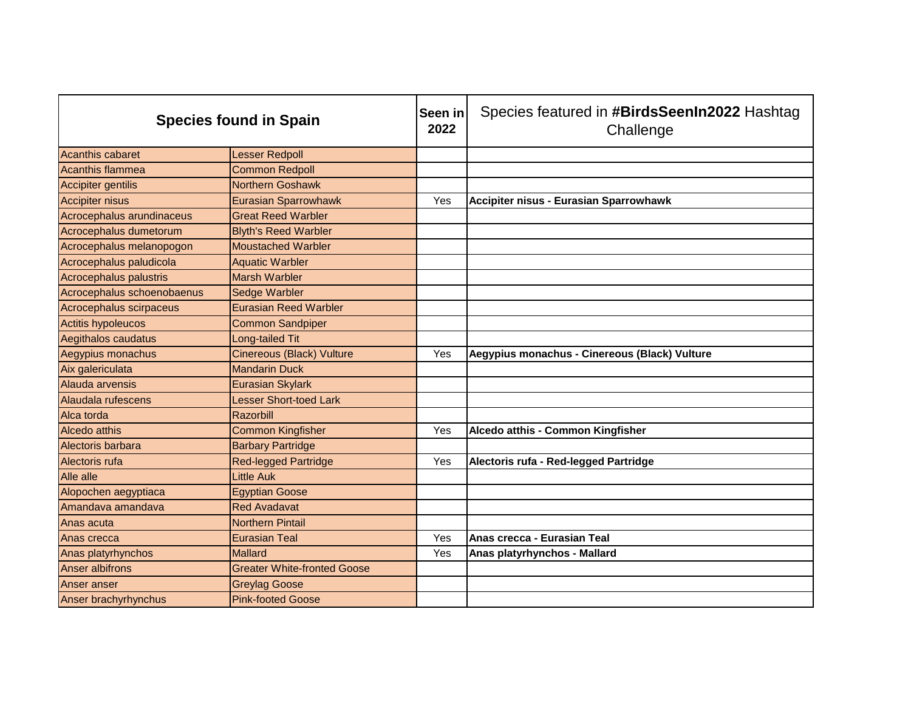| Species found in Spain | | Seen in 2022 | Species featured in **#BirdsSeenIn2022** Hashtag Challenge |
|---|---|---|---|
| Acanthis cabaret | Lesser Redpoll | | |
| Acanthis flammea | Common Redpoll | | |
| Accipiter gentilis | Northern Goshawk | | |
| Accipiter nisus | Eurasian Sparrowhawk | Yes | **Accipiter nisus - Eurasian Sparrowhawk** |
| Acrocephalus arundinaceus | Great Reed Warbler | | |
| Acrocephalus dumetorum | Blyth's Reed Warbler | | |
| Acrocephalus melanopogon | Moustached Warbler | | |
| Acrocephalus paludicola | Aquatic Warbler | | |
| Acrocephalus palustris | Marsh Warbler | | |
| Acrocephalus schoenobaenus | Sedge Warbler | | |
| Acrocephalus scirpaceus | Eurasian Reed Warbler | | |
| Actitis hypoleucos | Common Sandpiper | | |
| Aegithalos caudatus | Long-tailed Tit | | |
| Aegypius monachus | Cinereous (Black) Vulture | Yes | **Aegypius monachus - Cinereous (Black) Vulture** |
| Aix galericulata | Mandarin Duck | | |
| Alauda arvensis | Eurasian Skylark | | |
| Alaudala rufescens | Lesser Short-toed Lark | | |
| Alca torda | Razorbill | | |
| Alcedo atthis | Common Kingfisher | Yes | **Alcedo atthis - Common Kingfisher** |
| Alectoris barbara | Barbary Partridge | | |
| Alectoris rufa | Red-legged Partridge | Yes | **Alectoris rufa - Red-legged Partridge** |
| Alle alle | Little Auk | | |
| Alopochen aegyptiaca | Egyptian Goose | | |
| Amandava amandava | Red Avadavat | | |
| Anas acuta | Northern Pintail | | |
| Anas crecca | Eurasian Teal | Yes | **Anas crecca - Eurasian Teal** |
| Anas platyrhynchos | Mallard | Yes | **Anas platyrhynchos - Mallard** |
| Anser albifrons | Greater White-fronted Goose | | |
| Anser anser | Greylag Goose | | |
| Anser brachyrhynchus | Pink-footed Goose | | |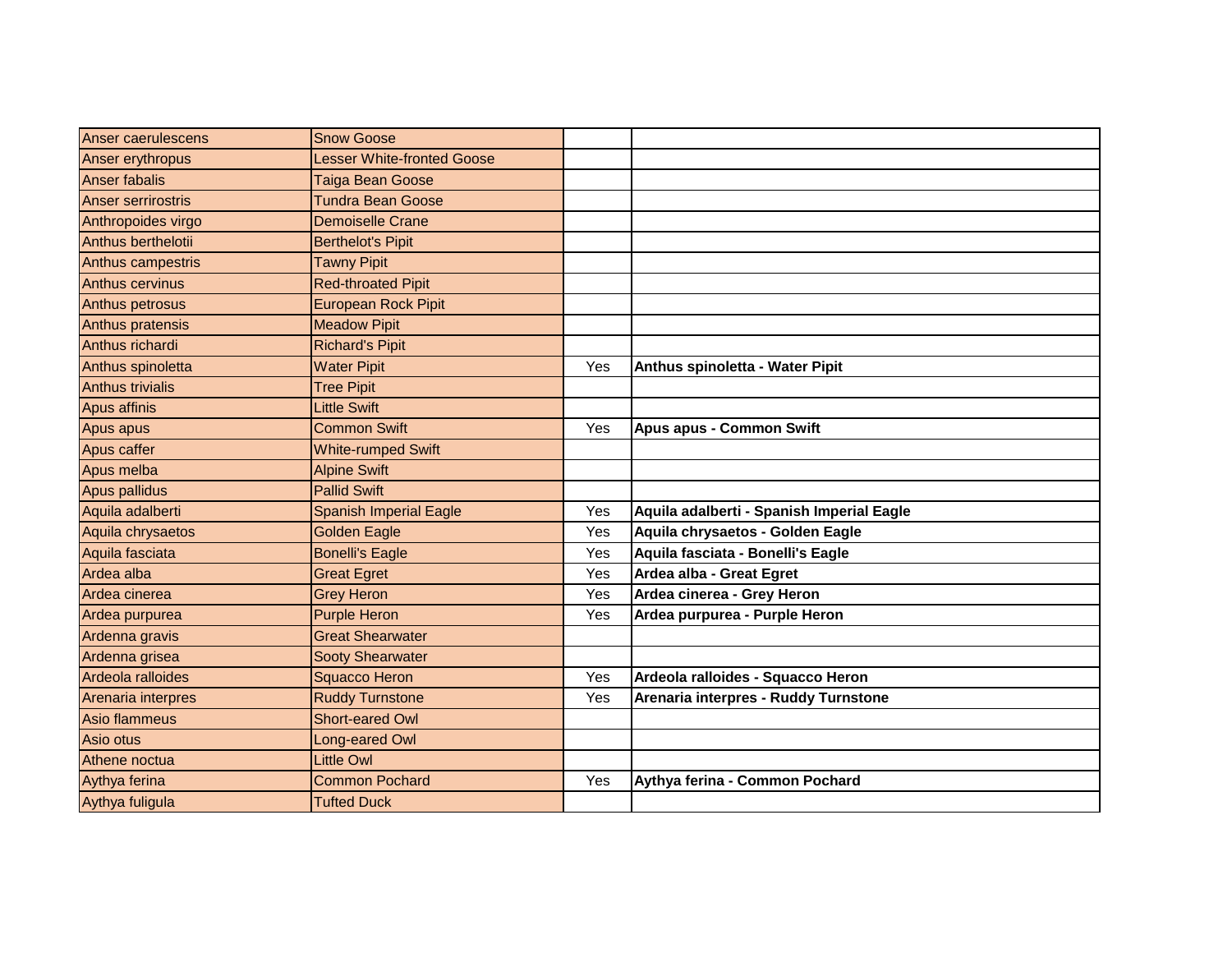| | | | |
|---|---|---|---|
| Anser caerulescens | Snow Goose | | |
| Anser erythropus | Lesser White-fronted Goose | | |
| Anser fabalis | Taiga Bean Goose | | |
| Anser serrirostris | Tundra Bean Goose | | |
| Anthropoides virgo | Demoiselle Crane | | |
| Anthus berthelotii | Berthelot's Pipit | | |
| Anthus campestris | Tawny Pipit | | |
| Anthus cervinus | Red-throated Pipit | | |
| Anthus petrosus | European Rock Pipit | | |
| Anthus pratensis | Meadow Pipit | | |
| Anthus richardi | Richard's Pipit | | |
| Anthus spinoletta | Water Pipit | Yes | **Anthus spinoletta - Water Pipit** |
| Anthus trivialis | Tree Pipit | | |
| Apus affinis | Little Swift | | |
| Apus apus | Common Swift | Yes | **Apus apus - Common Swift** |
| Apus caffer | White-rumped Swift | | |
| Apus melba | Alpine Swift | | |
| Apus pallidus | Pallid Swift | | |
| Aquila adalberti | Spanish Imperial Eagle | Yes | **Aquila adalberti - Spanish Imperial Eagle** |
| Aquila chrysaetos | Golden Eagle | Yes | **Aquila chrysaetos - Golden Eagle** |
| Aquila fasciata | Bonelli's Eagle | Yes | **Aquila fasciata - Bonelli's Eagle** |
| Ardea alba | Great Egret | Yes | **Ardea alba - Great Egret** |
| Ardea cinerea | Grey Heron | Yes | **Ardea cinerea - Grey Heron** |
| Ardea purpurea | Purple Heron | Yes | **Ardea purpurea - Purple Heron** |
| Ardenna gravis | Great Shearwater | | |
| Ardenna grisea | Sooty Shearwater | | |
| Ardeola ralloides | Squacco Heron | Yes | **Ardeola ralloides - Squacco Heron** |
| Arenaria interpres | Ruddy Turnstone | Yes | **Arenaria interpres - Ruddy Turnstone** |
| Asio flammeus | Short-eared Owl | | |
| Asio otus | Long-eared Owl | | |
| Athene noctua | Little Owl | | |
| Aythya ferina | Common Pochard | Yes | **Aythya ferina - Common Pochard** |
| Aythya fuligula | Tufted Duck | | |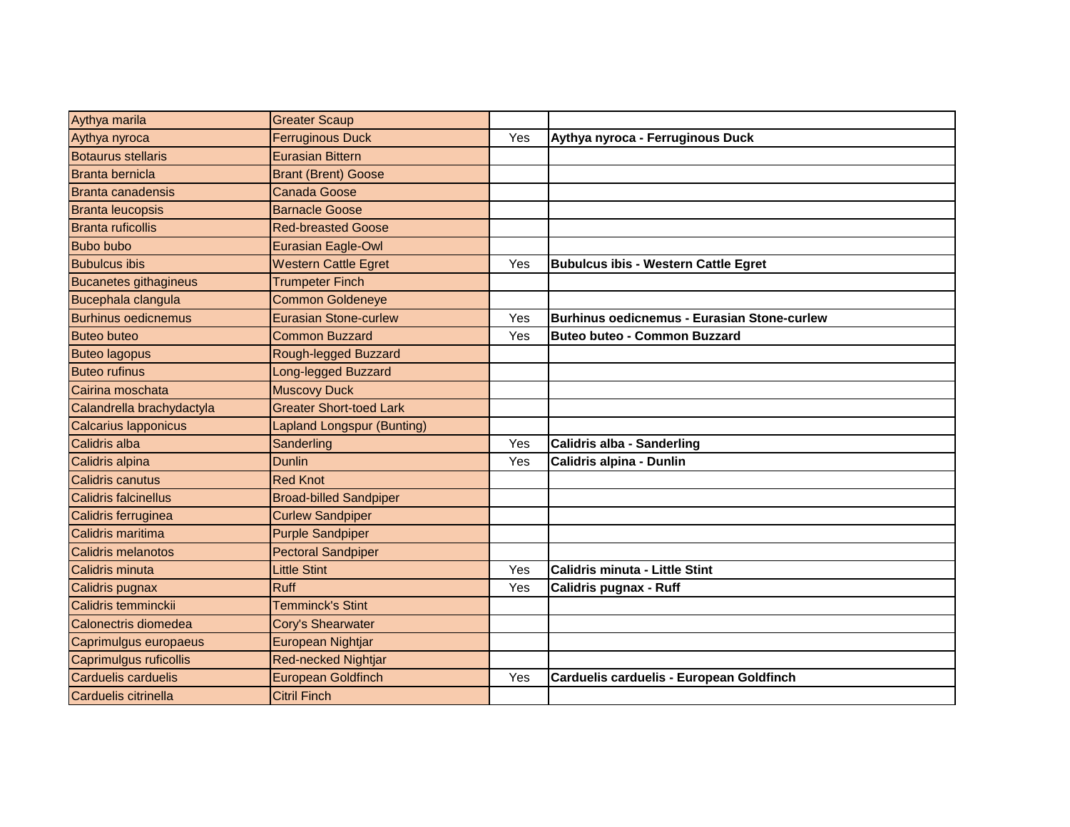| Aythya marila | Greater Scaup | | |
|---|---|---|---|
| Aythya nyroca | Ferruginous Duck | Yes | **Aythya nyroca - Ferruginous Duck** |
| Botaurus stellaris | Eurasian Bittern | | |
| Branta bernicla | Brant (Brent) Goose | | |
| Branta canadensis | Canada Goose | | |
| Branta leucopsis | Barnacle Goose | | |
| Branta ruficollis | Red-breasted Goose | | |
| Bubo bubo | Eurasian Eagle-Owl | | |
| Bubulcus ibis | Western Cattle Egret | Yes | **Bubulcus ibis - Western Cattle Egret** |
| Bucanetes githagineus | Trumpeter Finch | | |
| Bucephala clangula | Common Goldeneye | | |
| Burhinus oedicnemus | Eurasian Stone-curlew | Yes | **Burhinus oedicnemus - Eurasian Stone-curlew** |
| Buteo buteo | Common Buzzard | Yes | **Buteo buteo - Common Buzzard** |
| Buteo lagopus | Rough-legged Buzzard | | |
| Buteo rufinus | Long-legged Buzzard | | |
| Cairina moschata | Muscovy Duck | | |
| Calandrella brachydactyla | Greater Short-toed Lark | | |
| Calcarius lapponicus | Lapland Longspur (Bunting) | | |
| Calidris alba | Sanderling | Yes | **Calidris alba - Sanderling** |
| Calidris alpina | Dunlin | Yes | **Calidris alpina - Dunlin** |
| Calidris canutus | Red Knot | | |
| Calidris falcinellus | Broad-billed Sandpiper | | |
| Calidris ferruginea | Curlew Sandpiper | | |
| Calidris maritima | Purple Sandpiper | | |
| Calidris melanotos | Pectoral Sandpiper | | |
| Calidris minuta | Little Stint | Yes | **Calidris minuta - Little Stint** |
| Calidris pugnax | Ruff | Yes | **Calidris pugnax - Ruff** |
| Calidris temminckii | Temminck's Stint | | |
| Calonectris diomedea | Cory's Shearwater | | |
| Caprimulgus europaeus | European Nightjar | | |
| Caprimulgus ruficollis | Red-necked Nightjar | | |
| Carduelis carduelis | European Goldfinch | Yes | **Carduelis carduelis - European Goldfinch** |
| Carduelis citrinella | Citril Finch | | |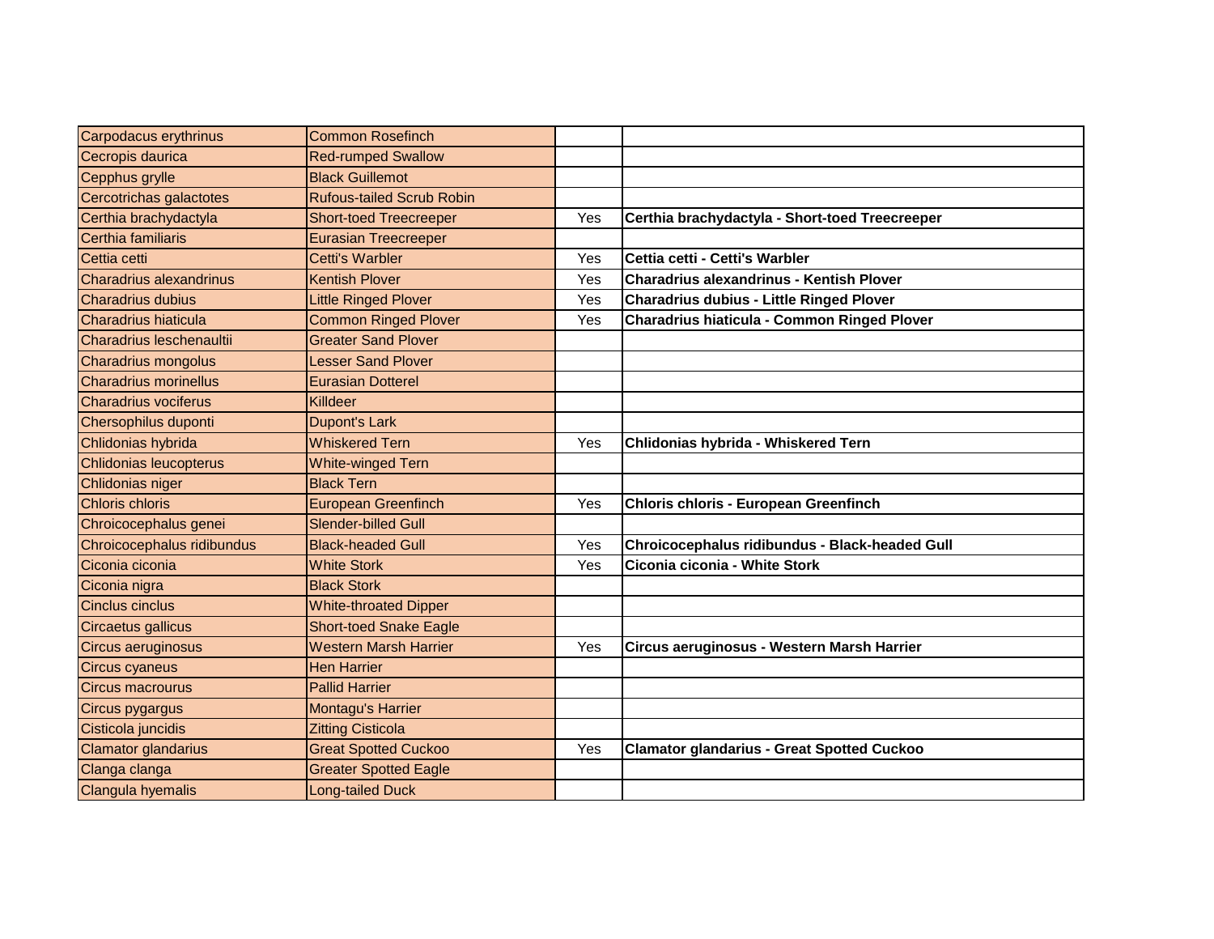| | | | |
|---|---|---|---|
| Carpodacus erythrinus | Common Rosefinch | | |
| Cecropis daurica | Red-rumped Swallow | | |
| Cepphus grylle | Black Guillemot | | |
| Cercotrichas galactotes | Rufous-tailed Scrub Robin | | |
| Certhia brachydactyla | Short-toed Treecreeper | Yes | **Certhia brachydactyla - Short-toed Treecreeper** |
| Certhia familiaris | Eurasian Treecreeper | | |
| Cettia cetti | Cetti's Warbler | Yes | **Cettia cetti - Cetti's Warbler** |
| Charadrius alexandrinus | Kentish Plover | Yes | **Charadrius alexandrinus - Kentish Plover** |
| Charadrius dubius | Little Ringed Plover | Yes | **Charadrius dubius - Little Ringed Plover** |
| Charadrius hiaticula | Common Ringed Plover | Yes | **Charadrius hiaticula - Common Ringed Plover** |
| Charadrius leschenaultii | Greater Sand Plover | | |
| Charadrius mongolus | Lesser Sand Plover | | |
| Charadrius morinellus | Eurasian Dotterel | | |
| Charadrius vociferus | Killdeer | | |
| Chersophilus duponti | Dupont's Lark | | |
| Chlidonias hybrida | Whiskered Tern | Yes | **Chlidonias hybrida - Whiskered Tern** |
| Chlidonias leucopterus | White-winged Tern | | |
| Chlidonias niger | Black Tern | | |
| Chloris chloris | European Greenfinch | Yes | **Chloris chloris - European Greenfinch** |
| Chroicocephalus genei | Slender-billed Gull | | |
| Chroicocephalus ridibundus | Black-headed Gull | Yes | **Chroicocephalus ridibundus - Black-headed Gull** |
| Ciconia ciconia | White Stork | Yes | **Ciconia ciconia - White Stork** |
| Ciconia nigra | Black Stork | | |
| Cinclus cinclus | White-throated Dipper | | |
| Circaetus gallicus | Short-toed Snake Eagle | | |
| Circus aeruginosus | Western Marsh Harrier | Yes | **Circus aeruginosus - Western Marsh Harrier** |
| Circus cyaneus | Hen Harrier | | |
| Circus macrourus | Pallid Harrier | | |
| Circus pygargus | Montagu's Harrier | | |
| Cisticola juncidis | Zitting Cisticola | | |
| Clamator glandarius | Great Spotted Cuckoo | Yes | **Clamator glandarius - Great Spotted Cuckoo** |
| Clanga clanga | Greater Spotted Eagle | | |
| Clangula hyemalis | Long-tailed Duck | | |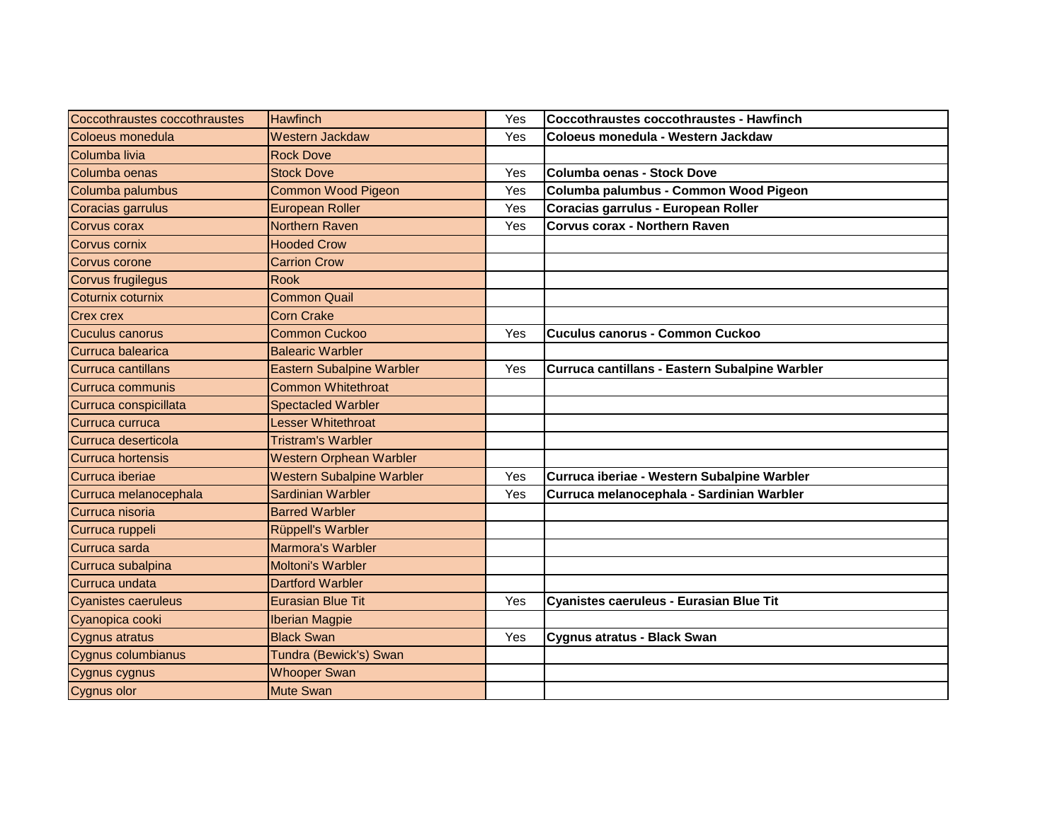| | | | |
|---|---|---|---|
| Coccothraustes coccothraustes | Hawfinch | Yes | **Coccothraustes coccothraustes - Hawfinch** |
| Coloeus monedula | Western Jackdaw | Yes | **Coloeus monedula - Western Jackdaw** |
| Columba livia | Rock Dove | | |
| Columba oenas | Stock Dove | Yes | **Columba oenas - Stock Dove** |
| Columba palumbus | Common Wood Pigeon | Yes | **Columba palumbus - Common Wood Pigeon** |
| Coracias garrulus | European Roller | Yes | **Coracias garrulus - European Roller** |
| Corvus corax | Northern Raven | Yes | **Corvus corax - Northern Raven** |
| Corvus cornix | Hooded Crow | | |
| Corvus corone | Carrion Crow | | |
| Corvus frugilegus | Rook | | |
| Coturnix coturnix | Common Quail | | |
| Crex crex | Corn Crake | | |
| Cuculus canorus | Common Cuckoo | Yes | **Cuculus canorus - Common Cuckoo** |
| Curruca balearica | Balearic Warbler | | |
| Curruca cantillans | Eastern Subalpine Warbler | Yes | **Curruca cantillans - Eastern Subalpine Warbler** |
| Curruca communis | Common Whitethroat | | |
| Curruca conspicillata | Spectacled Warbler | | |
| Curruca curruca | Lesser Whitethroat | | |
| Curruca deserticola | Tristram's Warbler | | |
| Curruca hortensis | Western Orphean Warbler | | |
| Curruca iberiae | Western Subalpine Warbler | Yes | **Curruca iberiae - Western Subalpine Warbler** |
| Curruca melanocephala | Sardinian Warbler | Yes | **Curruca melanocephala - Sardinian Warbler** |
| Curruca nisoria | Barred Warbler | | |
| Curruca ruppeli | Rüppell's Warbler | | |
| Curruca sarda | Marmora's Warbler | | |
| Curruca subalpina | Moltoni's Warbler | | |
| Curruca undata | Dartford Warbler | | |
| Cyanistes caeruleus | Eurasian Blue Tit | Yes | **Cyanistes caeruleus - Eurasian Blue Tit** |
| Cyanopica cooki | Iberian Magpie | | |
| Cygnus atratus | Black Swan | Yes | **Cygnus atratus - Black Swan** |
| Cygnus columbianus | Tundra (Bewick's) Swan | | |
| Cygnus cygnus | Whooper Swan | | |
| Cygnus olor | Mute Swan | | |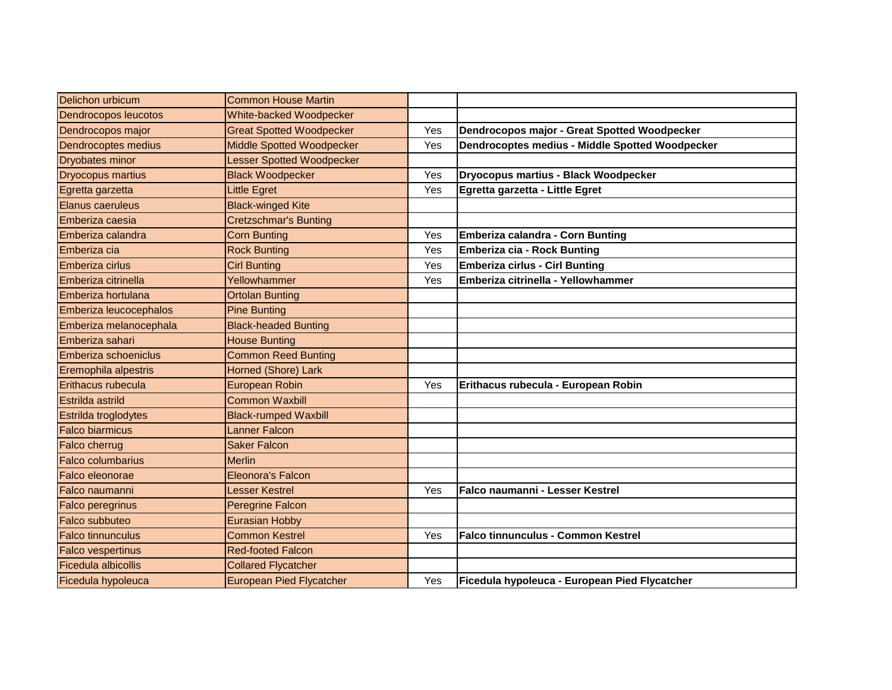| | | | |
|---|---|---|---|
| Delichon urbicum | Common House Martin | | |
| Dendrocopos leucotos | White-backed Woodpecker | | |
| Dendrocopos major | Great Spotted Woodpecker | Yes | **Dendrocopos major - Great Spotted Woodpecker** |
| Dendrocoptes medius | Middle Spotted Woodpecker | Yes | **Dendrocoptes medius - Middle Spotted Woodpecker** |
| Dryobates minor | Lesser Spotted Woodpecker | | |
| Dryocopus martius | Black Woodpecker | Yes | **Dryocopus martius - Black Woodpecker** |
| Egretta garzetta | Little Egret | Yes | **Egretta garzetta - Little Egret** |
| Elanus caeruleus | Black-winged Kite | | |
| Emberiza caesia | Cretzschmar's Bunting | | |
| Emberiza calandra | Corn Bunting | Yes | **Emberiza calandra - Corn Bunting** |
| Emberiza cia | Rock Bunting | Yes | **Emberiza cia - Rock Bunting** |
| Emberiza cirlus | Cirl Bunting | Yes | **Emberiza cirlus - Cirl Bunting** |
| Emberiza citrinella | Yellowhammer | Yes | **Emberiza citrinella - Yellowhammer** |
| Emberiza hortulana | Ortolan Bunting | | |
| Emberiza leucocephalos | Pine Bunting | | |
| Emberiza melanocephala | Black-headed Bunting | | |
| Emberiza sahari | House Bunting | | |
| Emberiza schoeniclus | Common Reed Bunting | | |
| Eremophila alpestris | Horned (Shore) Lark | | |
| Erithacus rubecula | European Robin | Yes | **Erithacus rubecula - European Robin** |
| Estrilda astrild | Common Waxbill | | |
| Estrilda troglodytes | Black-rumped Waxbill | | |
| Falco biarmicus | Lanner Falcon | | |
| Falco cherrug | Saker Falcon | | |
| Falco columbarius | Merlin | | |
| Falco eleonorae | Eleonora's Falcon | | |
| Falco naumanni | Lesser Kestrel | Yes | **Falco naumanni - Lesser Kestrel** |
| Falco peregrinus | Peregrine Falcon | | |
| Falco subbuteo | Eurasian Hobby | | |
| Falco tinnunculus | Common Kestrel | Yes | **Falco tinnunculus - Common Kestrel** |
| Falco vespertinus | Red-footed Falcon | | |
| Ficedula albicollis | Collared Flycatcher | | |
| Ficedula hypoleuca | European Pied Flycatcher | Yes | **Ficedula hypoleuca - European Pied Flycatcher** |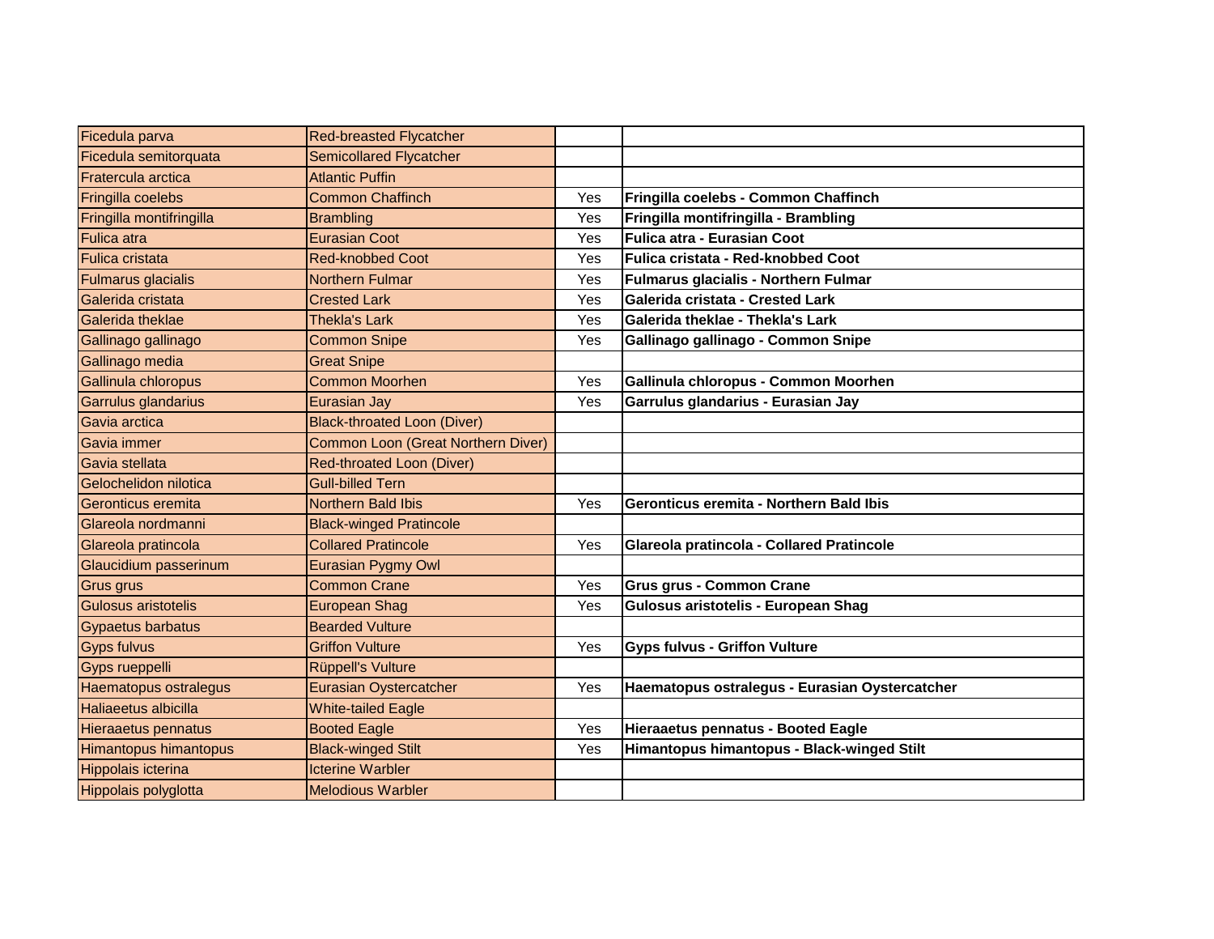| | | | |
|---|---|---|---|
| Ficedula parva | Red-breasted Flycatcher | | |
| Ficedula semitorquata | Semicollared Flycatcher | | |
| Fratercula arctica | Atlantic Puffin | | |
| Fringilla coelebs | Common Chaffinch | Yes | **Fringilla coelebs - Common Chaffinch** |
| Fringilla montifringilla | Brambling | Yes | **Fringilla montifringilla - Brambling** |
| Fulica atra | Eurasian Coot | Yes | **Fulica atra - Eurasian Coot** |
| Fulica cristata | Red-knobbed Coot | Yes | **Fulica cristata - Red-knobbed Coot** |
| Fulmarus glacialis | Northern Fulmar | Yes | **Fulmarus glacialis - Northern Fulmar** |
| Galerida cristata | Crested Lark | Yes | **Galerida cristata - Crested Lark** |
| Galerida theklae | Thekla's Lark | Yes | **Galerida theklae - Thekla's Lark** |
| Gallinago gallinago | Common Snipe | Yes | **Gallinago gallinago - Common Snipe** |
| Gallinago media | Great Snipe | | |
| Gallinula chloropus | Common Moorhen | Yes | **Gallinula chloropus - Common Moorhen** |
| Garrulus glandarius | Eurasian Jay | Yes | **Garrulus glandarius - Eurasian Jay** |
| Gavia arctica | Black-throated Loon (Diver) | | |
| Gavia immer | Common Loon (Great Northern Diver) | | |
| Gavia stellata | Red-throated Loon (Diver) | | |
| Gelochelidon nilotica | Gull-billed Tern | | |
| Geronticus eremita | Northern Bald Ibis | Yes | **Geronticus eremita - Northern Bald Ibis** |
| Glareola nordmanni | Black-winged Pratincole | | |
| Glareola pratincola | Collared Pratincole | Yes | **Glareola pratincola - Collared Pratincole** |
| Glaucidium passerinum | Eurasian Pygmy Owl | | |
| Grus grus | Common Crane | Yes | **Grus grus - Common Crane** |
| Gulosus aristotelis | European Shag | Yes | **Gulosus aristotelis - European Shag** |
| Gypaetus barbatus | Bearded Vulture | | |
| Gyps fulvus | Griffon Vulture | Yes | **Gyps fulvus - Griffon Vulture** |
| Gyps rueppelli | Rüppell's Vulture | | |
| Haematopus ostralegus | Eurasian Oystercatcher | Yes | **Haematopus ostralegus - Eurasian Oystercatcher** |
| Haliaeetus albicilla | White-tailed Eagle | | |
| Hieraaetus pennatus | Booted Eagle | Yes | **Hieraaetus pennatus - Booted Eagle** |
| Himantopus himantopus | Black-winged Stilt | Yes | **Himantopus himantopus - Black-winged Stilt** |
| Hippolais icterina | Icterine Warbler | | |
| Hippolais polyglotta | Melodious Warbler | | |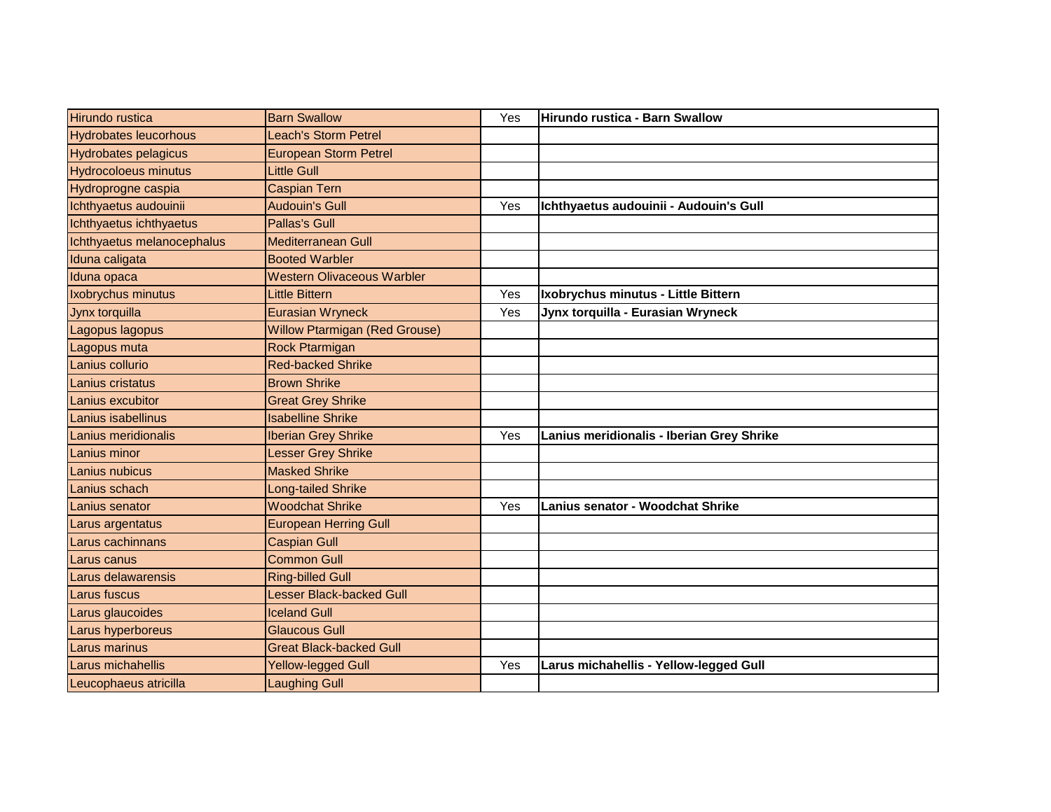| | | | |
|---|---|---|---|
| Hirundo rustica | Barn Swallow | Yes | **Hirundo rustica - Barn Swallow** |
| Hydrobates leucorhous | Leach's Storm Petrel | | |
| Hydrobates pelagicus | European Storm Petrel | | |
| Hydrocoloeus minutus | Little Gull | | |
| Hydroprogne caspia | Caspian Tern | | |
| Ichthyaetus audouinii | Audouin's Gull | Yes | **Ichthyaetus audouinii - Audouin's Gull** |
| Ichthyaetus ichthyaetus | Pallas's Gull | | |
| Ichthyaetus melanocephalus | Mediterranean Gull | | |
| Iduna caligata | Booted Warbler | | |
| Iduna opaca | Western Olivaceous Warbler | | |
| Ixobrychus minutus | Little Bittern | Yes | **Ixobrychus minutus - Little Bittern** |
| Jynx torquilla | Eurasian Wryneck | Yes | **Jynx torquilla - Eurasian Wryneck** |
| Lagopus lagopus | Willow Ptarmigan (Red Grouse) | | |
| Lagopus muta | Rock Ptarmigan | | |
| Lanius collurio | Red-backed Shrike | | |
| Lanius cristatus | Brown Shrike | | |
| Lanius excubitor | Great Grey Shrike | | |
| Lanius isabellinus | Isabelline Shrike | | |
| Lanius meridionalis | Iberian Grey Shrike | Yes | **Lanius meridionalis - Iberian Grey Shrike** |
| Lanius minor | Lesser Grey Shrike | | |
| Lanius nubicus | Masked Shrike | | |
| Lanius schach | Long-tailed Shrike | | |
| Lanius senator | Woodchat Shrike | Yes | **Lanius senator - Woodchat Shrike** |
| Larus argentatus | European Herring Gull | | |
| Larus cachinnans | Caspian Gull | | |
| Larus canus | Common Gull | | |
| Larus delawarensis | Ring-billed Gull | | |
| Larus fuscus | Lesser Black-backed Gull | | |
| Larus glaucoides | Iceland Gull | | |
| Larus hyperboreus | Glaucous Gull | | |
| Larus marinus | Great Black-backed Gull | | |
| Larus michahellis | Yellow-legged Gull | Yes | **Larus michahellis - Yellow-legged Gull** |
| Leucophaeus atricilla | Laughing Gull | | |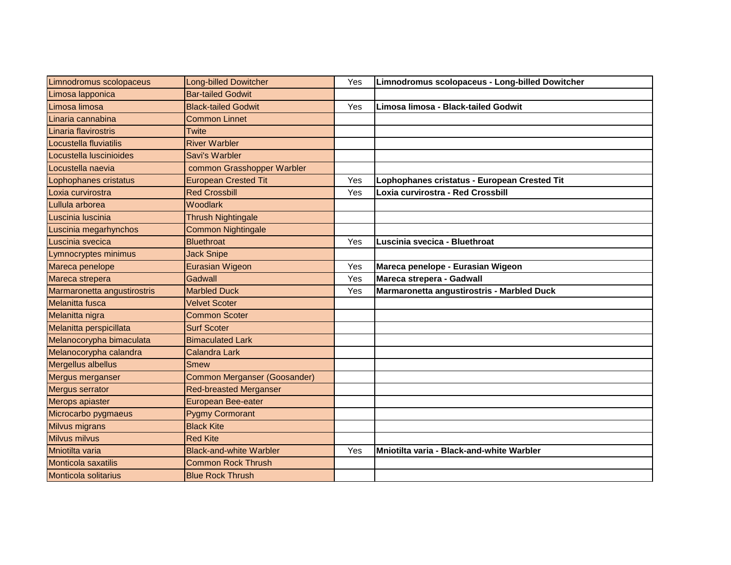| | | | |
|---|---|---|---|
| Limnodromus scolopaceus | Long-billed Dowitcher | Yes | **Limnodromus scolopaceus - Long-billed Dowitcher** |
| Limosa lapponica | Bar-tailed Godwit | | |
| Limosa limosa | Black-tailed Godwit | Yes | **Limosa limosa - Black-tailed Godwit** |
| Linaria cannabina | Common Linnet | | |
| Linaria flavirostris | Twite | | |
| Locustella fluviatilis | River Warbler | | |
| Locustella luscinioides | Savi's Warbler | | |
| Locustella naevia | common Grasshopper Warbler | | |
| Lophophanes cristatus | European Crested Tit | Yes | **Lophophanes cristatus - European Crested Tit** |
| Loxia curvirostra | Red Crossbill | Yes | **Loxia curvirostra - Red Crossbill** |
| Lullula arborea | Woodlark | | |
| Luscinia luscinia | Thrush Nightingale | | |
| Luscinia megarhynchos | Common Nightingale | | |
| Luscinia svecica | Bluethroat | Yes | **Luscinia svecica - Bluethroat** |
| Lymnocryptes minimus | Jack Snipe | | |
| Mareca penelope | Eurasian Wigeon | Yes | **Mareca penelope - Eurasian Wigeon** |
| Mareca strepera | Gadwall | Yes | **Mareca strepera - Gadwall** |
| Marmaronetta angustirostris | Marbled Duck | Yes | **Marmaronetta angustirostris - Marbled Duck** |
| Melanitta fusca | Velvet Scoter | | |
| Melanitta nigra | Common Scoter | | |
| Melanitta perspicillata | Surf Scoter | | |
| Melanocorypha bimaculata | Bimaculated Lark | | |
| Melanocorypha calandra | Calandra Lark | | |
| Mergellus albellus | Smew | | |
| Mergus merganser | Common Merganser (Goosander) | | |
| Mergus serrator | Red-breasted Merganser | | |
| Merops apiaster | European Bee-eater | | |
| Microcarbo pygmaeus | Pygmy Cormorant | | |
| Milvus migrans | Black Kite | | |
| Milvus milvus | Red Kite | | |
| Mniotilta varia | Black-and-white Warbler | Yes | **Mniotilta varia - Black-and-white Warbler** |
| Monticola saxatilis | Common Rock Thrush | | |
| Monticola solitarius | Blue Rock Thrush | | |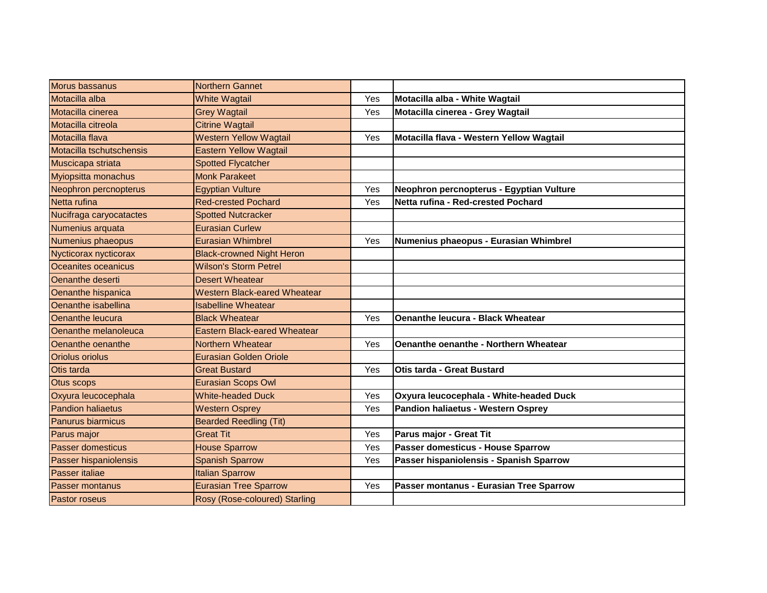| | | | |
|---|---|---|---|
| Morus bassanus | Northern Gannet | | |
| Motacilla alba | White Wagtail | Yes | **Motacilla alba - White Wagtail** |
| Motacilla cinerea | Grey Wagtail | Yes | **Motacilla cinerea - Grey Wagtail** |
| Motacilla citreola | Citrine Wagtail | | |
| Motacilla flava | Western Yellow Wagtail | Yes | **Motacilla flava - Western Yellow Wagtail** |
| Motacilla tschutschensis | Eastern Yellow Wagtail | | |
| Muscicapa striata | Spotted Flycatcher | | |
| Myiopsitta monachus | Monk Parakeet | | |
| Neophron percnopterus | Egyptian Vulture | Yes | **Neophron percnopterus - Egyptian Vulture** |
| Netta rufina | Red-crested Pochard | Yes | **Netta rufina - Red-crested Pochard** |
| Nucifraga caryocatactes | Spotted Nutcracker | | |
| Numenius arquata | Eurasian Curlew | | |
| Numenius phaeopus | Eurasian Whimbrel | Yes | **Numenius phaeopus - Eurasian Whimbrel** |
| Nycticorax nycticorax | Black-crowned Night Heron | | |
| Oceanites oceanicus | Wilson's Storm Petrel | | |
| Oenanthe deserti | Desert Wheatear | | |
| Oenanthe hispanica | Western Black-eared Wheatear | | |
| Oenanthe isabellina | Isabelline Wheatear | | |
| Oenanthe leucura | Black Wheatear | Yes | **Oenanthe leucura - Black Wheatear** |
| Oenanthe melanoleuca | Eastern Black-eared Wheatear | | |
| Oenanthe oenanthe | Northern Wheatear | Yes | **Oenanthe oenanthe - Northern Wheatear** |
| Oriolus oriolus | Eurasian Golden Oriole | | |
| Otis tarda | Great Bustard | Yes | **Otis tarda - Great Bustard** |
| Otus scops | Eurasian Scops Owl | | |
| Oxyura leucocephala | White-headed Duck | Yes | **Oxyura leucocephala - White-headed Duck** |
| Pandion haliaetus | Western Osprey | Yes | **Pandion haliaetus - Western Osprey** |
| Panurus biarmicus | Bearded Reedling (Tit) | | |
| Parus major | Great Tit | Yes | **Parus major - Great Tit** |
| Passer domesticus | House Sparrow | Yes | **Passer domesticus - House Sparrow** |
| Passer hispaniolensis | Spanish Sparrow | Yes | **Passer hispaniolensis - Spanish Sparrow** |
| Passer italiae | Italian Sparrow | | |
| Passer montanus | Eurasian Tree Sparrow | Yes | **Passer montanus - Eurasian Tree Sparrow** |
| Pastor roseus | Rosy (Rose-coloured) Starling | | |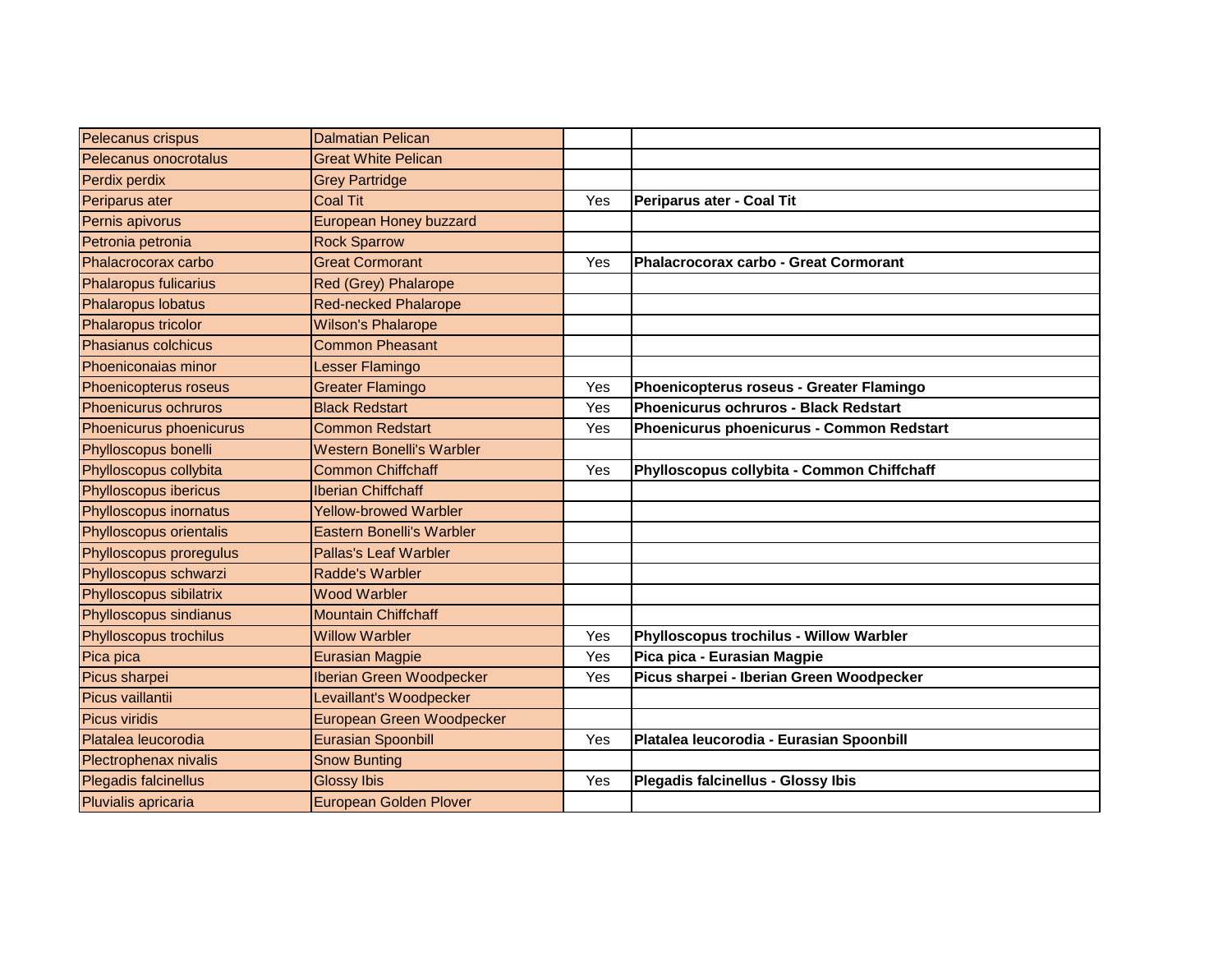| | | | |
|---|---|---|---|
| Pelecanus crispus | Dalmatian Pelican | | |
| Pelecanus onocrotalus | Great White Pelican | | |
| Perdix perdix | Grey Partridge | | |
| Periparus ater | Coal Tit | Yes | **Periparus ater - Coal Tit** |
| Pernis apivorus | European Honey buzzard | | |
| Petronia petronia | Rock Sparrow | | |
| Phalacrocorax carbo | Great Cormorant | Yes | **Phalacrocorax carbo - Great Cormorant** |
| Phalaropus fulicarius | Red (Grey) Phalarope | | |
| Phalaropus lobatus | Red-necked Phalarope | | |
| Phalaropus tricolor | Wilson's Phalarope | | |
| Phasianus colchicus | Common Pheasant | | |
| Phoeniconaias minor | Lesser Flamingo | | |
| Phoenicopterus roseus | Greater Flamingo | Yes | **Phoenicopterus roseus - Greater Flamingo** |
| Phoenicurus ochruros | Black Redstart | Yes | **Phoenicurus ochruros - Black Redstart** |
| Phoenicurus phoenicurus | Common Redstart | Yes | **Phoenicurus phoenicurus - Common Redstart** |
| Phylloscopus bonelli | Western Bonelli's Warbler | | |
| Phylloscopus collybita | Common Chiffchaff | Yes | **Phylloscopus collybita - Common Chiffchaff** |
| Phylloscopus ibericus | Iberian Chiffchaff | | |
| Phylloscopus inornatus | Yellow-browed Warbler | | |
| Phylloscopus orientalis | Eastern Bonelli's Warbler | | |
| Phylloscopus proregulus | Pallas's Leaf Warbler | | |
| Phylloscopus schwarzi | Radde's Warbler | | |
| Phylloscopus sibilatrix | Wood Warbler | | |
| Phylloscopus sindianus | Mountain Chiffchaff | | |
| Phylloscopus trochilus | Willow Warbler | Yes | **Phylloscopus trochilus - Willow Warbler** |
| Pica pica | Eurasian Magpie | Yes | **Pica pica - Eurasian Magpie** |
| Picus sharpei | Iberian Green Woodpecker | Yes | **Picus sharpei - Iberian Green Woodpecker** |
| Picus vaillantii | Levaillant's Woodpecker | | |
| Picus viridis | European Green Woodpecker | | |
| Platalea leucorodia | Eurasian Spoonbill | Yes | **Platalea leucorodia - Eurasian Spoonbill** |
| Plectrophenax nivalis | Snow Bunting | | |
| Plegadis falcinellus | Glossy Ibis | Yes | **Plegadis falcinellus - Glossy Ibis** |
| Pluvialis apricaria | European Golden Plover | | |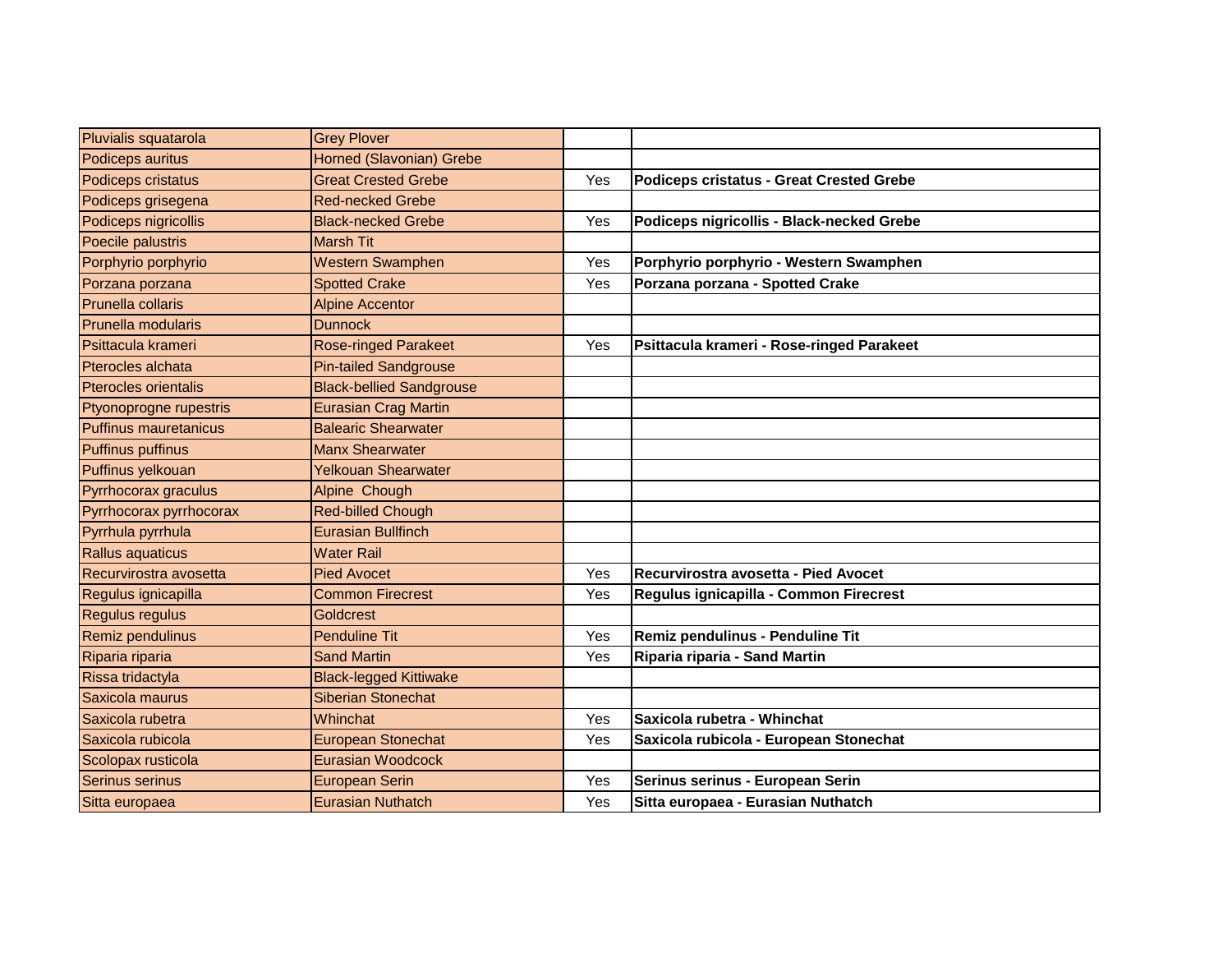| | | | |
|---|---|---|---|
| Pluvialis squatarola | Grey Plover | | |
| Podiceps auritus | Horned (Slavonian) Grebe | | |
| Podiceps cristatus | Great Crested Grebe | Yes | **Podiceps cristatus - Great Crested Grebe** |
| Podiceps grisegena | Red-necked Grebe | | |
| Podiceps nigricollis | Black-necked Grebe | Yes | **Podiceps nigricollis - Black-necked Grebe** |
| Poecile palustris | Marsh Tit | | |
| Porphyrio porphyrio | Western Swamphen | Yes | **Porphyrio porphyrio - Western Swamphen** |
| Porzana porzana | Spotted Crake | Yes | **Porzana porzana - Spotted Crake** |
| Prunella collaris | Alpine Accentor | | |
| Prunella modularis | Dunnock | | |
| Psittacula krameri | Rose-ringed Parakeet | Yes | **Psittacula krameri - Rose-ringed Parakeet** |
| Pterocles alchata | Pin-tailed Sandgrouse | | |
| Pterocles orientalis | Black-bellied Sandgrouse | | |
| Ptyonoprogne rupestris | Eurasian Crag Martin | | |
| Puffinus mauretanicus | Balearic Shearwater | | |
| Puffinus puffinus | Manx Shearwater | | |
| Puffinus yelkouan | Yelkouan Shearwater | | |
| Pyrrhocorax graculus | Alpine  Chough | | |
| Pyrrhocorax pyrrhocorax | Red-billed Chough | | |
| Pyrrhula pyrrhula | Eurasian Bullfinch | | |
| Rallus aquaticus | Water Rail | | |
| Recurvirostra avosetta | Pied Avocet | Yes | **Recurvirostra avosetta - Pied Avocet** |
| Regulus ignicapilla | Common Firecrest | Yes | **Regulus ignicapilla - Common Firecrest** |
| Regulus regulus | Goldcrest | | |
| Remiz pendulinus | Penduline Tit | Yes | **Remiz pendulinus - Penduline Tit** |
| Riparia riparia | Sand Martin | Yes | **Riparia riparia - Sand Martin** |
| Rissa tridactyla | Black-legged Kittiwake | | |
| Saxicola maurus | Siberian Stonechat | | |
| Saxicola rubetra | Whinchat | Yes | **Saxicola rubetra - Whinchat** |
| Saxicola rubicola | European Stonechat | Yes | **Saxicola rubicola - European Stonechat** |
| Scolopax rusticola | Eurasian Woodcock | | |
| Serinus serinus | European Serin | Yes | **Serinus serinus - European Serin** |
| Sitta europaea | Eurasian Nuthatch | Yes | **Sitta europaea - Eurasian Nuthatch** |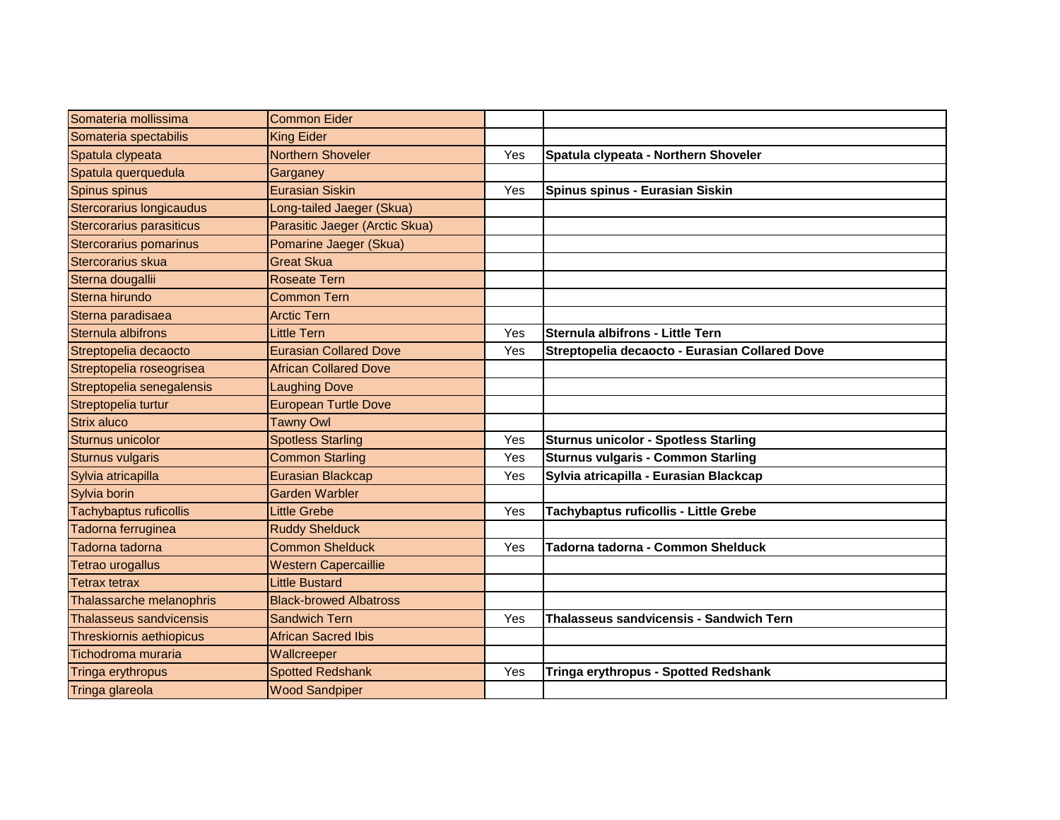| | | | |
|---|---|---|---|
| Somateria mollissima | Common Eider | | |
| Somateria spectabilis | King Eider | | |
| Spatula clypeata | Northern Shoveler | Yes | **Spatula clypeata - Northern Shoveler** |
| Spatula querquedula | Garganey | | |
| Spinus spinus | Eurasian Siskin | Yes | **Spinus spinus - Eurasian Siskin** |
| Stercorarius longicaudus | Long-tailed Jaeger (Skua) | | |
| Stercorarius parasiticus | Parasitic Jaeger (Arctic Skua) | | |
| Stercorarius pomarinus | Pomarine Jaeger (Skua) | | |
| Stercorarius skua | Great Skua | | |
| Sterna dougallii | Roseate Tern | | |
| Sterna hirundo | Common Tern | | |
| Sterna paradisaea | Arctic Tern | | |
| Sternula albifrons | Little Tern | Yes | **Sternula albifrons - Little Tern** |
| Streptopelia decaocto | Eurasian Collared Dove | Yes | **Streptopelia decaocto - Eurasian Collared Dove** |
| Streptopelia roseogrisea | African Collared Dove | | |
| Streptopelia senegalensis | Laughing Dove | | |
| Streptopelia turtur | European Turtle Dove | | |
| Strix aluco | Tawny Owl | | |
| Sturnus unicolor | Spotless Starling | Yes | **Sturnus unicolor - Spotless Starling** |
| Sturnus vulgaris | Common Starling | Yes | **Sturnus vulgaris - Common Starling** |
| Sylvia atricapilla | Eurasian Blackcap | Yes | **Sylvia atricapilla - Eurasian Blackcap** |
| Sylvia borin | Garden Warbler | | |
| Tachybaptus ruficollis | Little Grebe | Yes | **Tachybaptus ruficollis - Little Grebe** |
| Tadorna ferruginea | Ruddy Shelduck | | |
| Tadorna tadorna | Common Shelduck | Yes | **Tadorna tadorna - Common Shelduck** |
| Tetrao urogallus | Western Capercaillie | | |
| Tetrax tetrax | Little Bustard | | |
| Thalassarche melanophris | Black-browed Albatross | | |
| Thalasseus sandvicensis | Sandwich Tern | Yes | **Thalasseus sandvicensis - Sandwich Tern** |
| Threskiornis aethiopicus | African Sacred Ibis | | |
| Tichodroma muraria | Wallcreeper | | |
| Tringa erythropus | Spotted Redshank | Yes | **Tringa erythropus - Spotted Redshank** |
| Tringa glareola | Wood Sandpiper | | |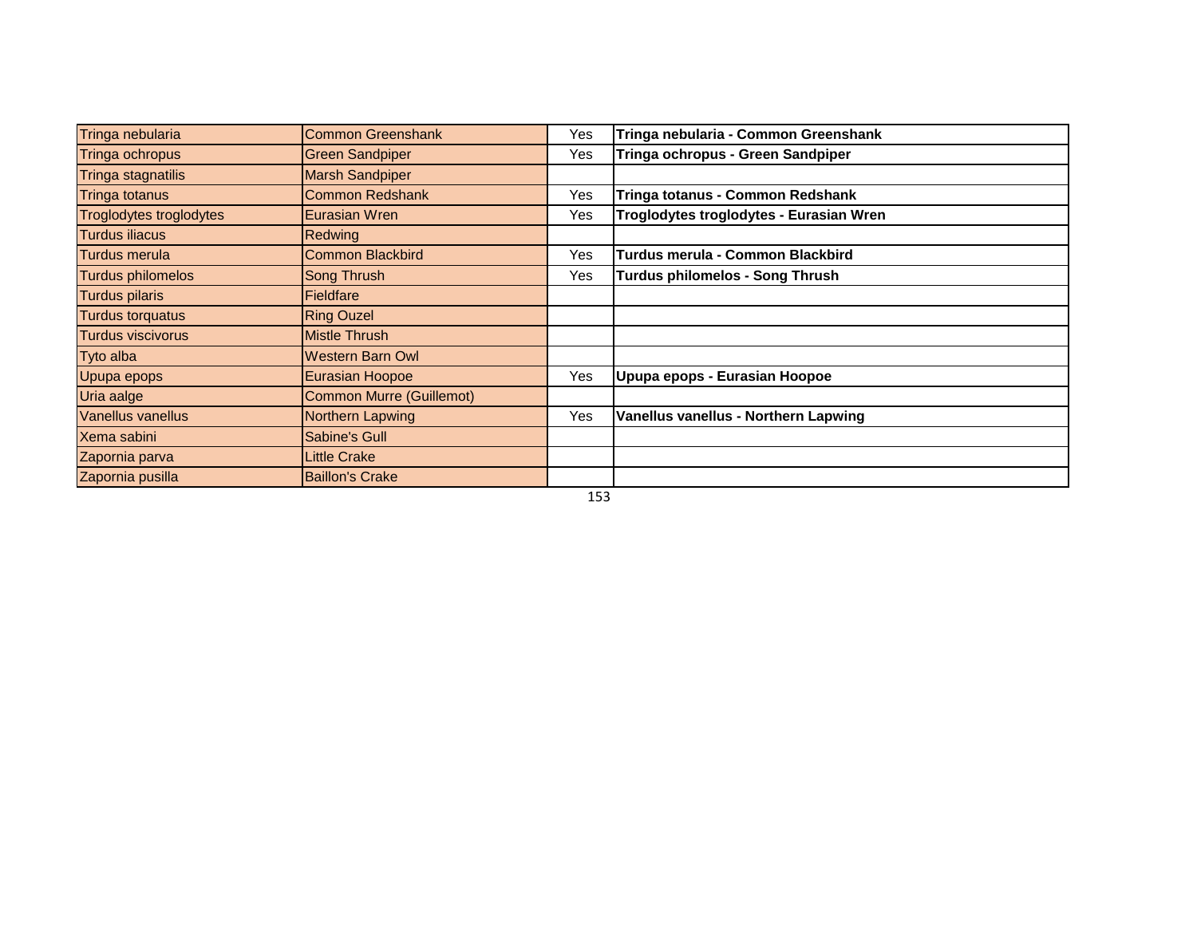| | | | |
|---|---|---|---|
| Tringa nebularia | Common Greenshank | Yes | **Tringa nebularia - Common Greenshank** |
| Tringa ochropus | Green Sandpiper | Yes | **Tringa ochropus - Green Sandpiper** |
| Tringa stagnatilis | Marsh Sandpiper | | |
| Tringa totanus | Common Redshank | Yes | **Tringa totanus - Common Redshank** |
| Troglodytes troglodytes | Eurasian Wren | Yes | **Troglodytes troglodytes - Eurasian Wren** |
| Turdus iliacus | Redwing | | |
| Turdus merula | Common Blackbird | Yes | **Turdus merula - Common Blackbird** |
| Turdus philomelos | Song Thrush | Yes | **Turdus philomelos - Song Thrush** |
| Turdus pilaris | Fieldfare | | |
| Turdus torquatus | Ring Ouzel | | |
| Turdus viscivorus | Mistle Thrush | | |
| Tyto alba | Western Barn Owl | | |
| Upupa epops | Eurasian Hoopoe | Yes | **Upupa epops - Eurasian Hoopoe** |
| Uria aalge | Common Murre (Guillemot) | | |
| Vanellus vanellus | Northern Lapwing | Yes | **Vanellus vanellus - Northern Lapwing** |
| Xema sabini | Sabine's Gull | | |
| Zapornia parva | Little Crake | | |
| Zapornia pusilla | Baillon's Crake | | |